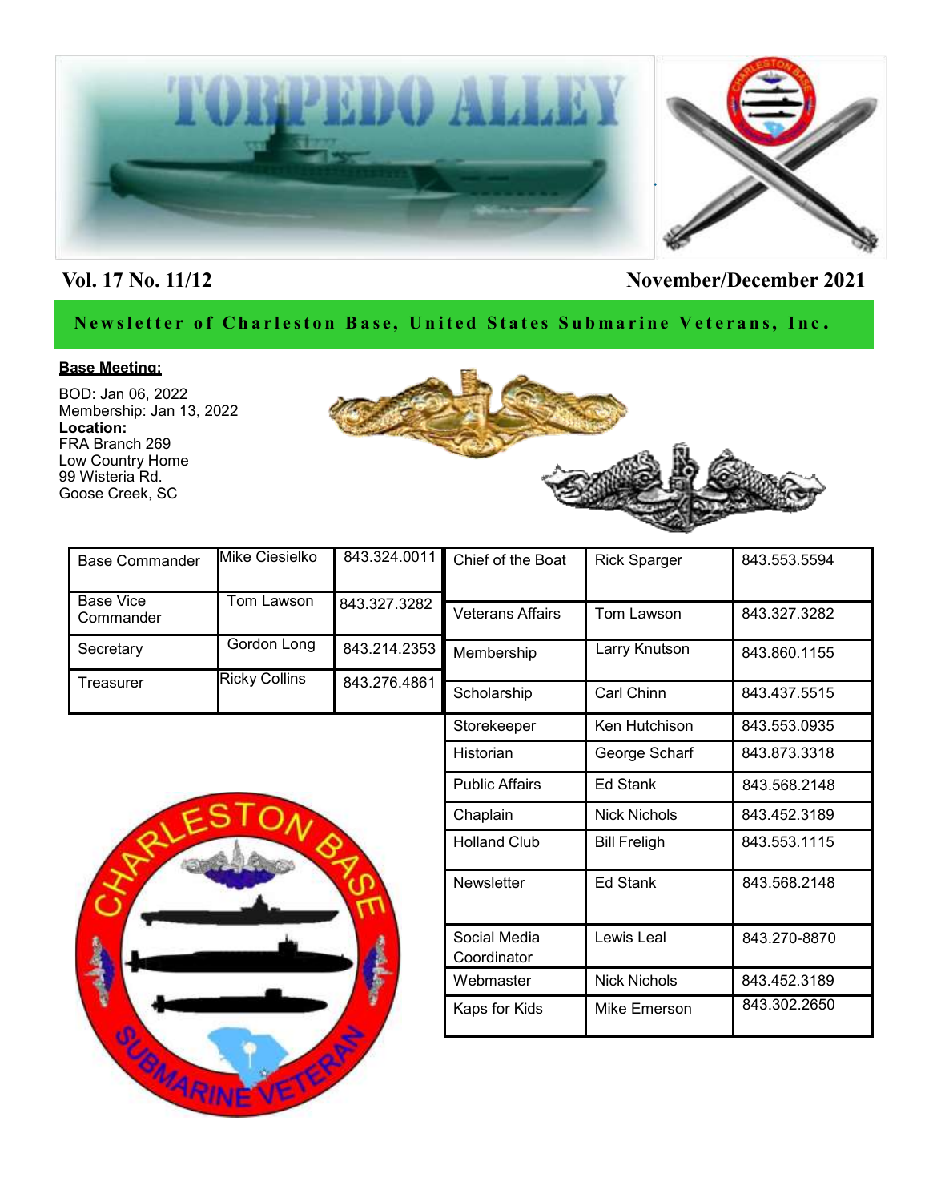# TORPEDO ALLEY

**Vol. 17 No. 11/12** **November/December 2021**

**Newsletter of Charleston Base, United States Submarine Veterans, Inc.**

**Base Meeting:**

BOD: Jan 06, 2022
Membership: Jan 13, 2022
**Location:**
FRA Branch 269
Low Country Home
99 Wisteria Rd.
Goose Creek, SC

| | | |
|---|---|---|
| Base Commander | Mike Ciesielko | 843.324.0011 |
| Base Vice Commander | Tom Lawson | 843.327.3282 |
| Secretary | Gordon Long | 843.214.2353 |
| Treasurer | Ricky Collins | 843.276.4861 |

| | | |
|---|---|---|
| Chief of the Boat | Rick Sparger | 843.553.5594 |
| Veterans Affairs | Tom Lawson | 843.327.3282 |
| Membership | Larry Knutson | 843.860.1155 |
| Scholarship | Carl Chinn | 843.437.5515 |
| Storekeeper | Ken Hutchison | 843.553.0935 |
| Historian | George Scharf | 843.873.3318 |
| Public Affairs | Ed Stank | 843.568.2148 |
| Chaplain | Nick Nichols | 843.452.3189 |
| Holland Club | Bill Freligh | 843.553.1115 |
| Newsletter | Ed Stank | 843.568.2148 |
| Social Media Coordinator | Lewis Leal | 843.270-8870 |
| Webmaster | Nick Nichols | 843.452.3189 |
| Kaps for Kids | Mike Emerson | 843.302.2650 |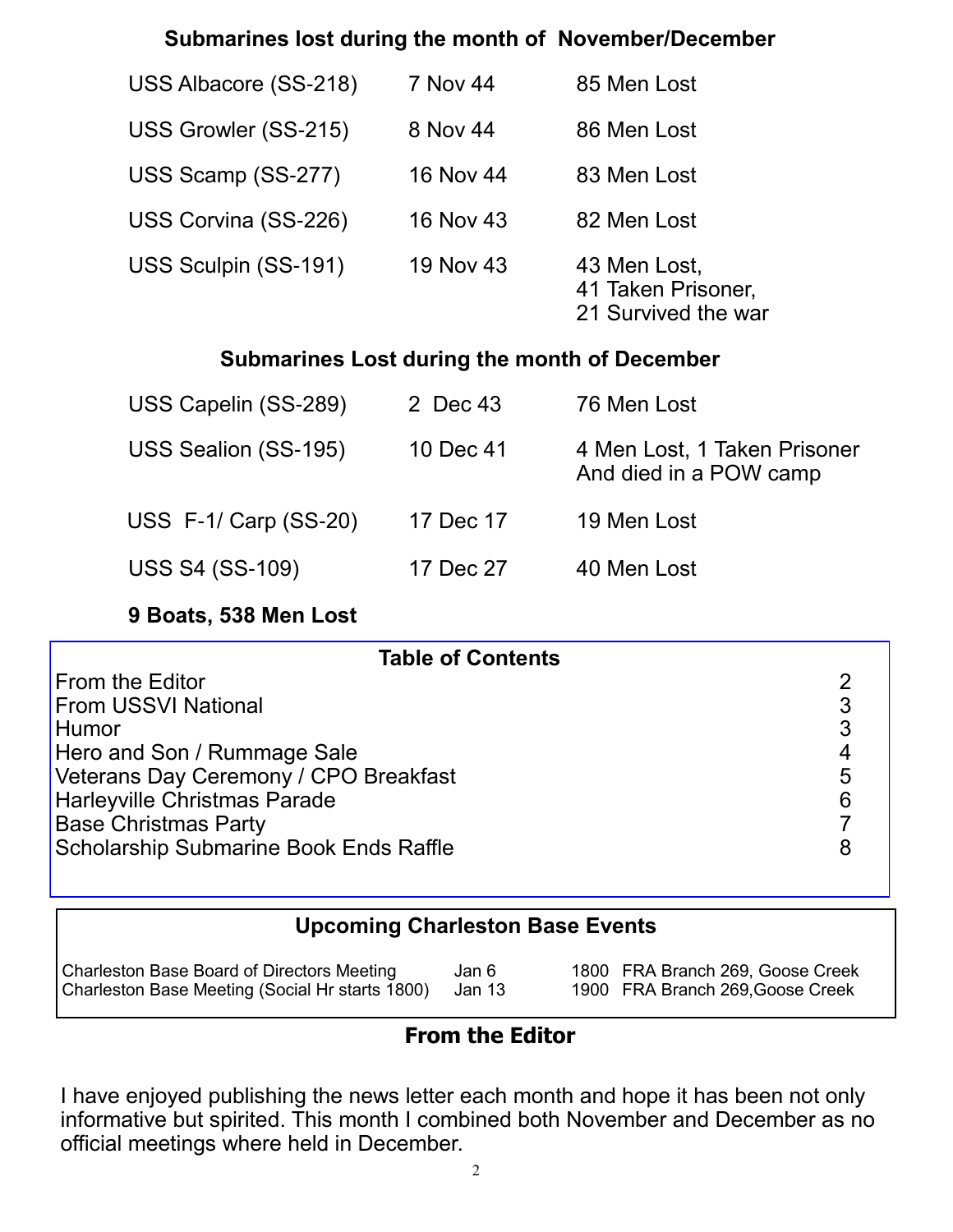## Submarines lost during the month of November/December

| | | |
|---|---|---|
| USS Albacore (SS-218) | 7 Nov 44 | 85 Men Lost |
| USS Growler (SS-215) | 8 Nov 44 | 86 Men Lost |
| USS Scamp (SS-277) | 16 Nov 44 | 83 Men Lost |
| USS Corvina (SS-226) | 16 Nov 43 | 82 Men Lost |
| USS Sculpin (SS-191) | 19 Nov 43 | 43 Men Lost, 41 Taken Prisoner, 21 Survived the war |

## Submarines Lost during the month of December

| | | |
|---|---|---|
| USS Capelin (SS-289) | 2 Dec 43 | 76 Men Lost |
| USS Sealion (SS-195) | 10 Dec 41 | 4 Men Lost, 1 Taken Prisoner And died in a POW camp |
| USS F-1/ Carp (SS-20) | 17 Dec 17 | 19 Men Lost |
| USS S4 (SS-109) | 17 Dec 27 | 40 Men Lost |

**9 Boats, 538 Men Lost**

## Table of Contents

| | |
|---|---|
| From the Editor | 2 |
| From USSVI National | 3 |
| Humor | 3 |
| Hero and Son / Rummage Sale | 4 |
| Veterans Day Ceremony / CPO Breakfast | 5 |
| Harleyville Christmas Parade | 6 |
| Base Christmas Party | 7 |
| Scholarship Submarine Book Ends Raffle | 8 |

## Upcoming Charleston Base Events

| | | | |
|---|---|---|---|
| Charleston Base Board of Directors Meeting | Jan 6 | 1800 | FRA Branch 269, Goose Creek |
| Charleston Base Meeting (Social Hr starts 1800) | Jan 13 | 1900 | FRA Branch 269,Goose Creek |

## From the Editor

I have enjoyed publishing the news letter each month and hope it has been not only informative but spirited. This month I combined both November and December as no official meetings where held in December.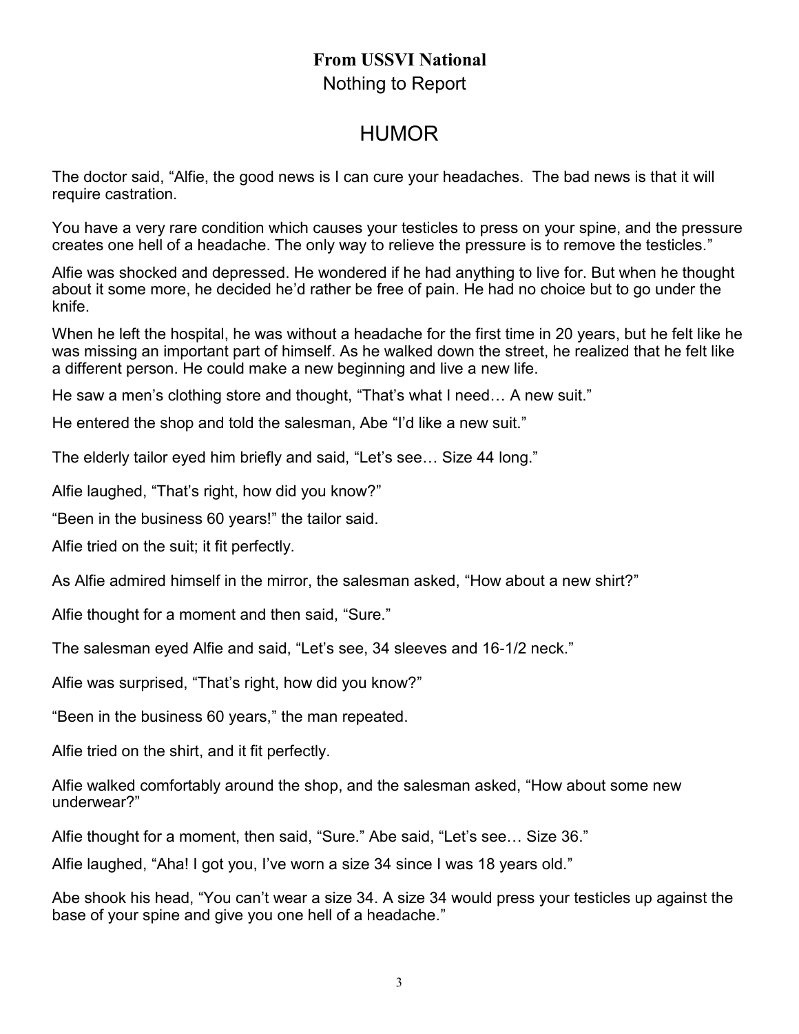## From USSVI National

Nothing to Report

# HUMOR

The doctor said, "Alfie, the good news is I can cure your headaches. The bad news is that it will require castration.

You have a very rare condition which causes your testicles to press on your spine, and the pressure creates one hell of a headache. The only way to relieve the pressure is to remove the testicles."

Alfie was shocked and depressed. He wondered if he had anything to live for. But when he thought about it some more, he decided he'd rather be free of pain. He had no choice but to go under the knife.

When he left the hospital, he was without a headache for the first time in 20 years, but he felt like he was missing an important part of himself. As he walked down the street, he realized that he felt like a different person. He could make a new beginning and live a new life.

He saw a men's clothing store and thought, "That's what I need… A new suit."

He entered the shop and told the salesman, Abe "I'd like a new suit."

The elderly tailor eyed him briefly and said, "Let's see… Size 44 long."

Alfie laughed, "That's right, how did you know?"

"Been in the business 60 years!" the tailor said.

Alfie tried on the suit; it fit perfectly.

As Alfie admired himself in the mirror, the salesman asked, "How about a new shirt?"

Alfie thought for a moment and then said, "Sure."

The salesman eyed Alfie and said, "Let's see, 34 sleeves and 16-1/2 neck."

Alfie was surprised, "That's right, how did you know?"

"Been in the business 60 years," the man repeated.

Alfie tried on the shirt, and it fit perfectly.

Alfie walked comfortably around the shop, and the salesman asked, "How about some new underwear?"

Alfie thought for a moment, then said, "Sure." Abe said, "Let's see… Size 36."

Alfie laughed, "Aha! I got you, I've worn a size 34 since I was 18 years old."

Abe shook his head, "You can't wear a size 34. A size 34 would press your testicles up against the base of your spine and give you one hell of a headache."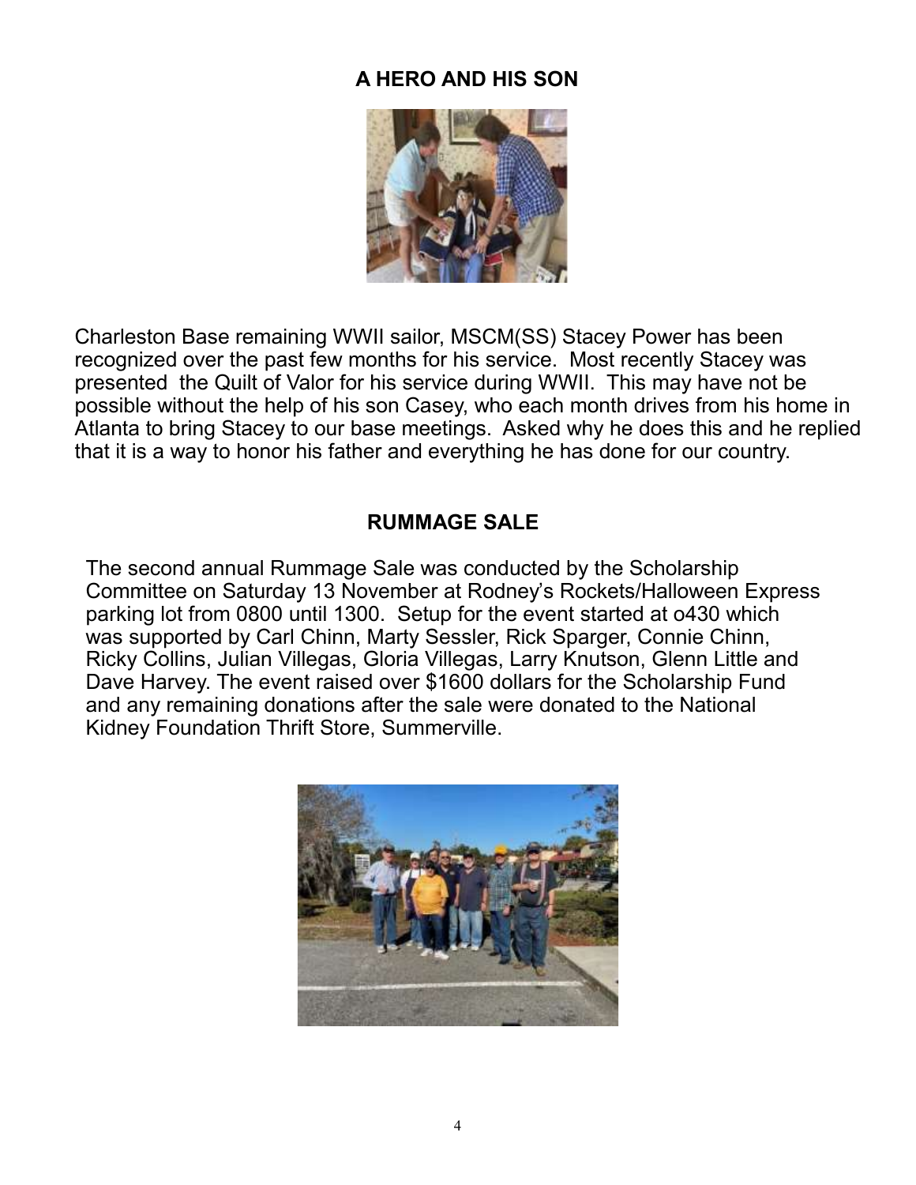## A HERO AND HIS SON

Charleston Base remaining WWII sailor, MSCM(SS) Stacey Power has been recognized over the past few months for his service. Most recently Stacey was presented the Quilt of Valor for his service during WWII. This may have not be possible without the help of his son Casey, who each month drives from his home in Atlanta to bring Stacey to our base meetings. Asked why he does this and he replied that it is a way to honor his father and everything he has done for our country.

## RUMMAGE SALE

The second annual Rummage Sale was conducted by the Scholarship Committee on Saturday 13 November at Rodney's Rockets/Halloween Express parking lot from 0800 until 1300. Setup for the event started at o430 which was supported by Carl Chinn, Marty Sessler, Rick Sparger, Connie Chinn, Ricky Collins, Julian Villegas, Gloria Villegas, Larry Knutson, Glenn Little and Dave Harvey. The event raised over $1600 dollars for the Scholarship Fund and any remaining donations after the sale were donated to the National Kidney Foundation Thrift Store, Summerville.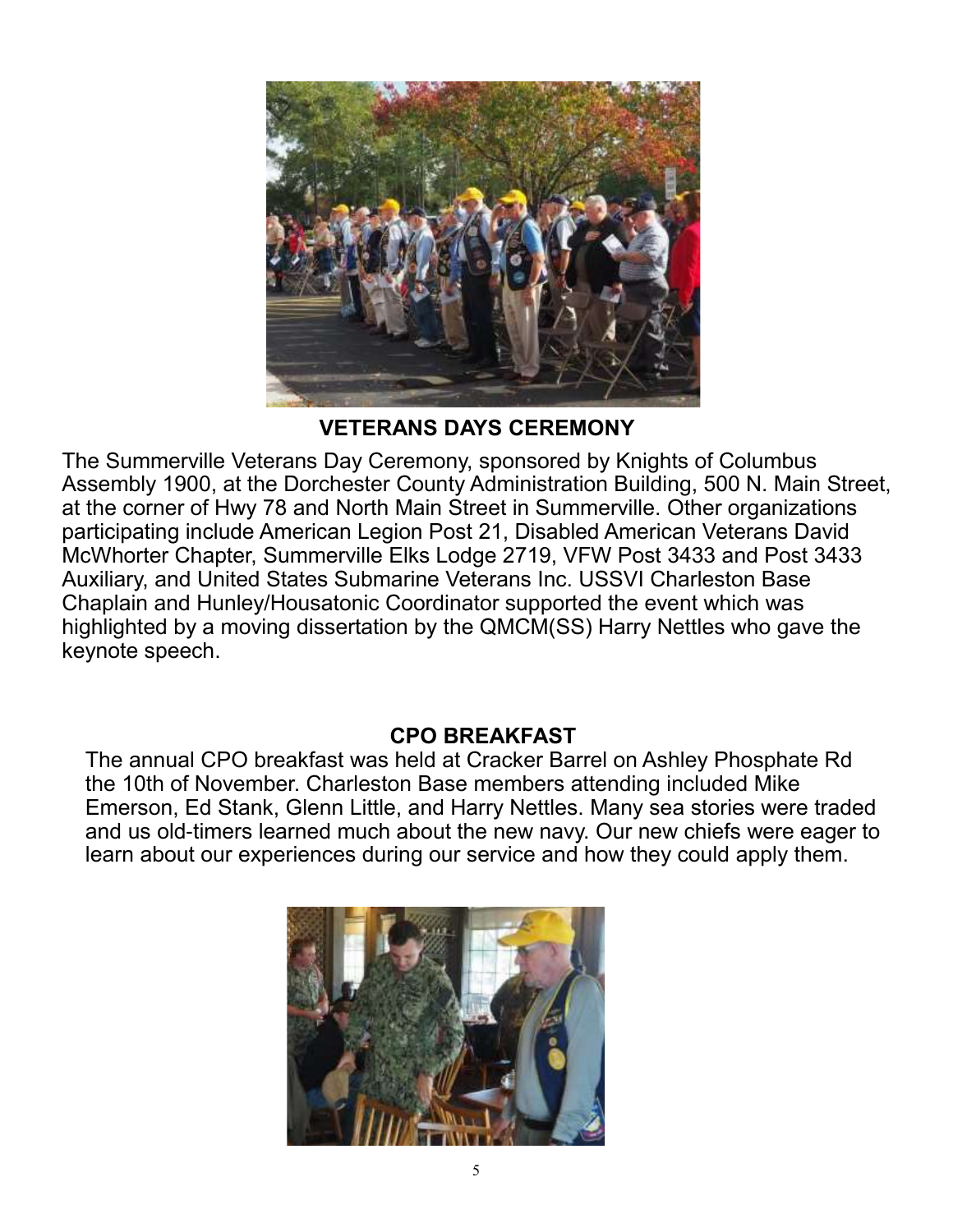## VETERANS DAYS CEREMONY

The Summerville Veterans Day Ceremony, sponsored by Knights of Columbus Assembly 1900, at the Dorchester County Administration Building, 500 N. Main Street, at the corner of Hwy 78 and North Main Street in Summerville. Other organizations participating include American Legion Post 21, Disabled American Veterans David McWhorter Chapter, Summerville Elks Lodge 2719, VFW Post 3433 and Post 3433 Auxiliary, and United States Submarine Veterans Inc. USSVI Charleston Base Chaplain and Hunley/Housatonic Coordinator supported the event which was highlighted by a moving dissertation by the QMCM(SS) Harry Nettles who gave the keynote speech.

## CPO BREAKFAST

The annual CPO breakfast was held at Cracker Barrel on Ashley Phosphate Rd the 10th of November. Charleston Base members attending included Mike Emerson, Ed Stank, Glenn Little, and Harry Nettles. Many sea stories were traded and us old-timers learned much about the new navy. Our new chiefs were eager to learn about our experiences during our service and how they could apply them.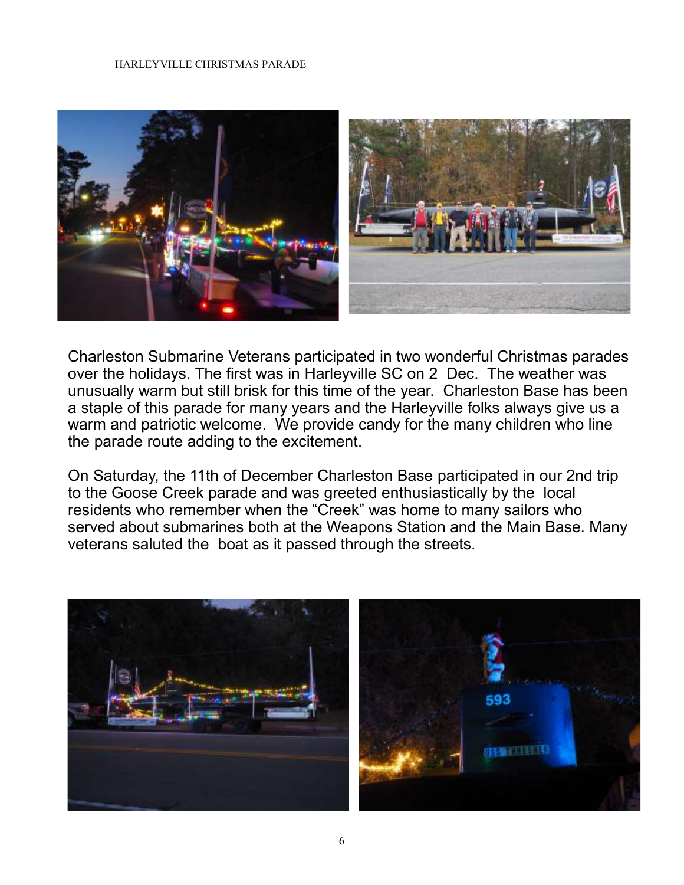# HARLEYVILLE CHRISTMAS PARADE

Charleston Submarine Veterans participated in two wonderful Christmas parades over the holidays. The first was in Harleyville SC on 2 Dec. The weather was unusually warm but still brisk for this time of the year. Charleston Base has been a staple of this parade for many years and the Harleyville folks always give us a warm and patriotic welcome. We provide candy for the many children who line the parade route adding to the excitement.

On Saturday, the 11th of December Charleston Base participated in our 2nd trip to the Goose Creek parade and was greeted enthusiastically by the local residents who remember when the “Creek” was home to many sailors who served about submarines both at the Weapons Station and the Main Base. Many veterans saluted the boat as it passed through the streets.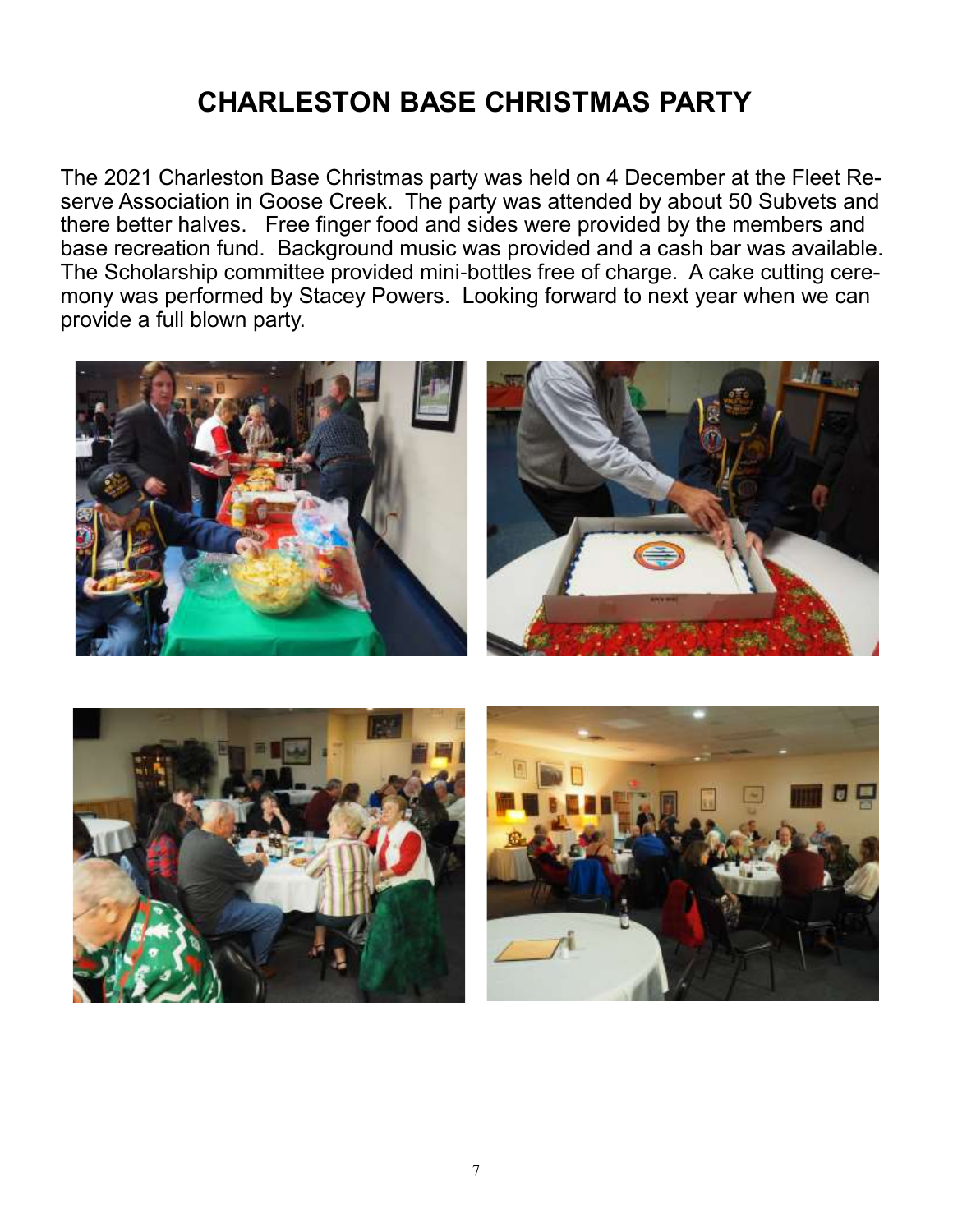# CHARLESTON BASE CHRISTMAS PARTY

The 2021 Charleston Base Christmas party was held on 4 December at the Fleet Reserve Association in Goose Creek. The party was attended by about 50 Subvets and there better halves. Free finger food and sides were provided by the members and base recreation fund. Background music was provided and a cash bar was available. The Scholarship committee provided mini-bottles free of charge. A cake cutting ceremony was performed by Stacey Powers. Looking forward to next year when we can provide a full blown party.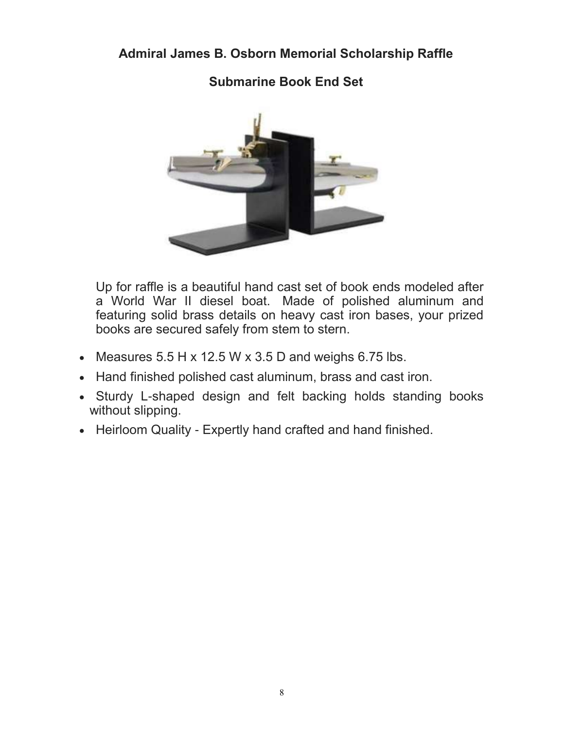# Admiral James B. Osborn Memorial Scholarship Raffle

## Submarine Book End Set

Up for raffle is a beautiful hand cast set of book ends modeled after a World War II diesel boat. Made of polished aluminum and featuring solid brass details on heavy cast iron bases, your prized books are secured safely from stem to stern.

- Measures 5.5 H x 12.5 W x 3.5 D and weighs 6.75 lbs.
- Hand finished polished cast aluminum, brass and cast iron.
- Sturdy L-shaped design and felt backing holds standing books without slipping.
- Heirloom Quality - Expertly hand crafted and hand finished.